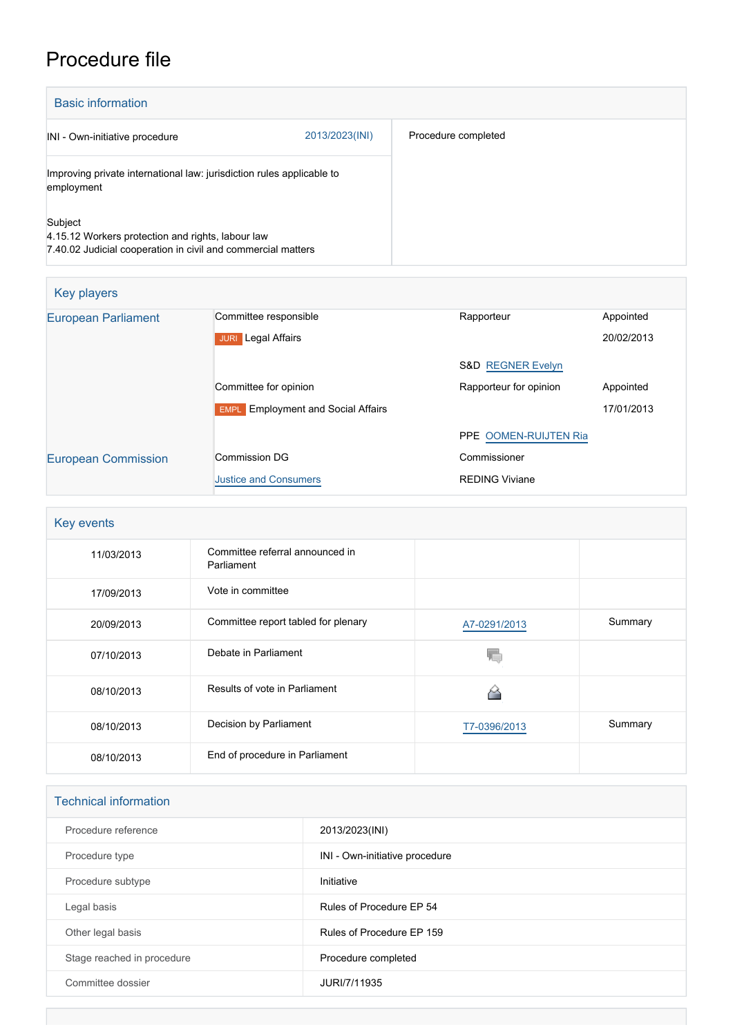# Procedure file

## Basic information

| | |
|---|---|
| INI - Own-initiative procedure 2013/2023(INI) | Procedure completed |
| Improving private international law: jurisdiction rules applicable to employment | |
| Subject<br>4.15.12 Workers protection and rights, labour law<br>7.40.02 Judicial cooperation in civil and commercial matters | |

## Key players

| | | | |
|---|---|---|---|
| European Parliament | Committee responsible | Rapporteur | Appointed |
| | JURI Legal Affairs | | 20/02/2013 |
| | | S&D REGNER Evelyn | |
| | Committee for opinion | Rapporteur for opinion | Appointed |
| | EMPL Employment and Social Affairs | | 17/01/2013 |
| | | PPE OOMEN-RUIJTEN Ria | |
| European Commission | Commission DG | Commissioner | |
| | Justice and Consumers | REDING Viviane | |

## Key events

| | | | |
|---|---|---|---|
| 11/03/2013 | Committee referral announced in Parliament | | |
| 17/09/2013 | Vote in committee | | |
| 20/09/2013 | Committee report tabled for plenary | A7-0291/2013 | Summary |
| 07/10/2013 | Debate in Parliament | | |
| 08/10/2013 | Results of vote in Parliament | | |
| 08/10/2013 | Decision by Parliament | T7-0396/2013 | Summary |
| 08/10/2013 | End of procedure in Parliament | | |

## Technical information

| | |
|---|---|
| Procedure reference | 2013/2023(INI) |
| Procedure type | INI - Own-initiative procedure |
| Procedure subtype | Initiative |
| Legal basis | Rules of Procedure EP 54 |
| Other legal basis | Rules of Procedure EP 159 |
| Stage reached in procedure | Procedure completed |
| Committee dossier | JURI/7/11935 |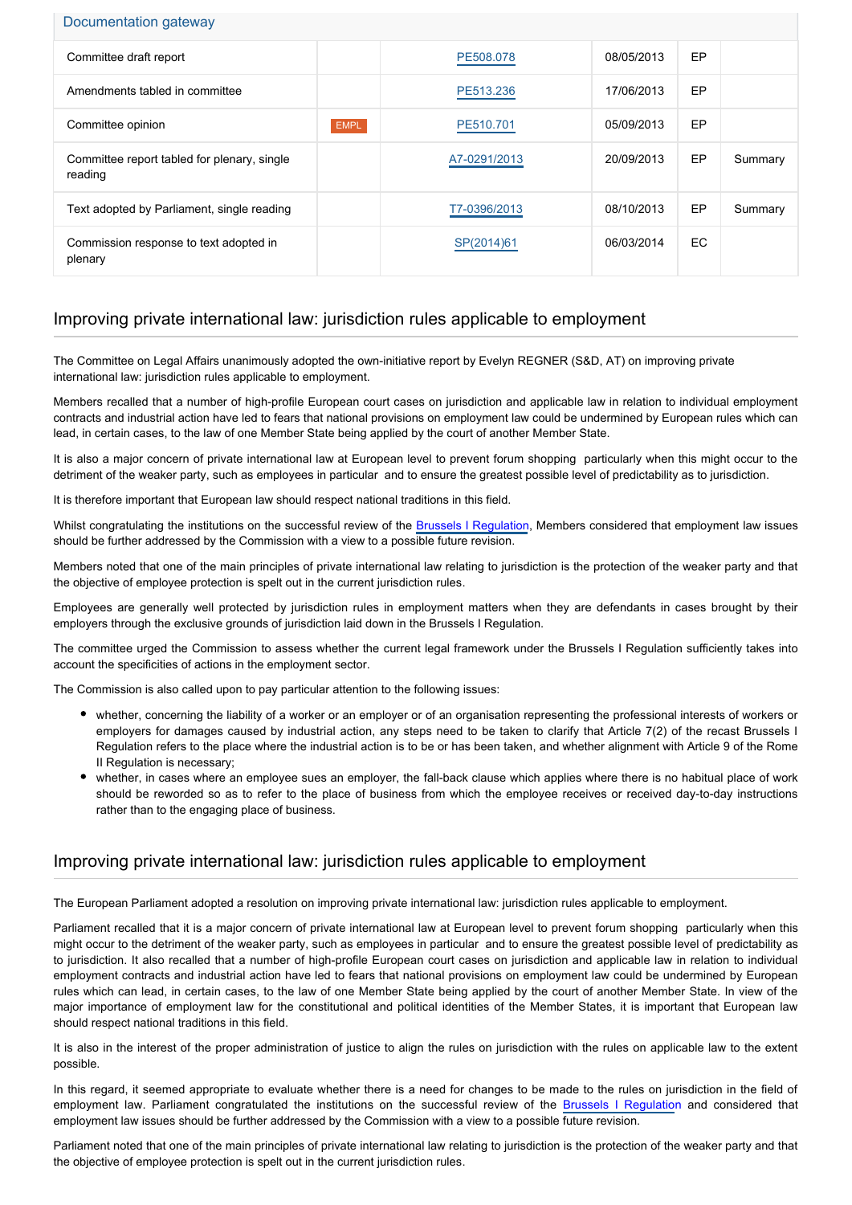| Documentation gateway | | | | | |
|---|---|---|---|---|---|
| Committee draft report | | PE508.078 | 08/05/2013 | EP | |
| Amendments tabled in committee | | PE513.236 | 17/06/2013 | EP | |
| Committee opinion | EMPL | PE510.701 | 05/09/2013 | EP | |
| Committee report tabled for plenary, single reading | | A7-0291/2013 | 20/09/2013 | EP | Summary |
| Text adopted by Parliament, single reading | | T7-0396/2013 | 08/10/2013 | EP | Summary |
| Commission response to text adopted in plenary | | SP(2014)61 | 06/03/2014 | EC | |

## Improving private international law: jurisdiction rules applicable to employment

The Committee on Legal Affairs unanimously adopted the own-initiative report by Evelyn REGNER (S&D, AT) on improving private international law: jurisdiction rules applicable to employment.

Members recalled that a number of high-profile European court cases on jurisdiction and applicable law in relation to individual employment contracts and industrial action have led to fears that national provisions on employment law could be undermined by European rules which can lead, in certain cases, to the law of one Member State being applied by the court of another Member State.

It is also a major concern of private international law at European level to prevent forum shopping  particularly when this might occur to the detriment of the weaker party, such as employees in particular  and to ensure the greatest possible level of predictability as to jurisdiction.

It is therefore important that European law should respect national traditions in this field.

Whilst congratulating the institutions on the successful review of the Brussels I Regulation, Members considered that employment law issues should be further addressed by the Commission with a view to a possible future revision.

Members noted that one of the main principles of private international law relating to jurisdiction is the protection of the weaker party and that the objective of employee protection is spelt out in the current jurisdiction rules.

Employees are generally well protected by jurisdiction rules in employment matters when they are defendants in cases brought by their employers through the exclusive grounds of jurisdiction laid down in the Brussels I Regulation.

The committee urged the Commission to assess whether the current legal framework under the Brussels I Regulation sufficiently takes into account the specificities of actions in the employment sector.

The Commission is also called upon to pay particular attention to the following issues:

- whether, concerning the liability of a worker or an employer or of an organisation representing the professional interests of workers or employers for damages caused by industrial action, any steps need to be taken to clarify that Article 7(2) of the recast Brussels I Regulation refers to the place where the industrial action is to be or has been taken, and whether alignment with Article 9 of the Rome II Regulation is necessary;
- whether, in cases where an employee sues an employer, the fall-back clause which applies where there is no habitual place of work should be reworded so as to refer to the place of business from which the employee receives or received day-to-day instructions rather than to the engaging place of business.

## Improving private international law: jurisdiction rules applicable to employment

The European Parliament adopted a resolution on improving private international law: jurisdiction rules applicable to employment.

Parliament recalled that it is a major concern of private international law at European level to prevent forum shopping  particularly when this might occur to the detriment of the weaker party, such as employees in particular  and to ensure the greatest possible level of predictability as to jurisdiction. It also recalled that a number of high-profile European court cases on jurisdiction and applicable law in relation to individual employment contracts and industrial action have led to fears that national provisions on employment law could be undermined by European rules which can lead, in certain cases, to the law of one Member State being applied by the court of another Member State. In view of the major importance of employment law for the constitutional and political identities of the Member States, it is important that European law should respect national traditions in this field.

It is also in the interest of the proper administration of justice to align the rules on jurisdiction with the rules on applicable law to the extent possible.

In this regard, it seemed appropriate to evaluate whether there is a need for changes to be made to the rules on jurisdiction in the field of employment law. Parliament congratulated the institutions on the successful review of the Brussels I Regulation and considered that employment law issues should be further addressed by the Commission with a view to a possible future revision.

Parliament noted that one of the main principles of private international law relating to jurisdiction is the protection of the weaker party and that the objective of employee protection is spelt out in the current jurisdiction rules.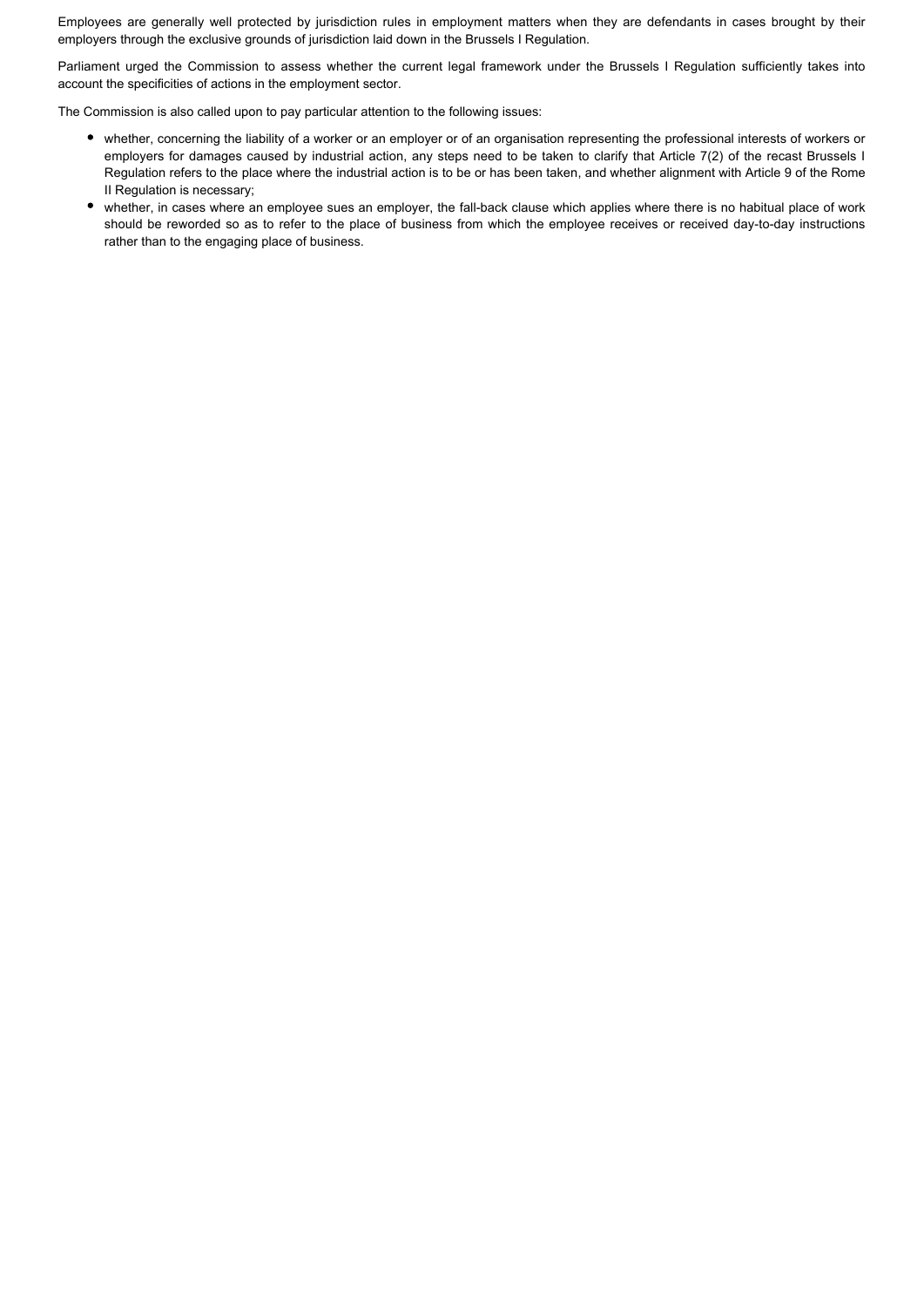Employees are generally well protected by jurisdiction rules in employment matters when they are defendants in cases brought by their employers through the exclusive grounds of jurisdiction laid down in the Brussels I Regulation.

Parliament urged the Commission to assess whether the current legal framework under the Brussels I Regulation sufficiently takes into account the specificities of actions in the employment sector.

The Commission is also called upon to pay particular attention to the following issues:

- whether, concerning the liability of a worker or an employer or of an organisation representing the professional interests of workers or employers for damages caused by industrial action, any steps need to be taken to clarify that Article 7(2) of the recast Brussels I Regulation refers to the place where the industrial action is to be or has been taken, and whether alignment with Article 9 of the Rome II Regulation is necessary;
- whether, in cases where an employee sues an employer, the fall-back clause which applies where there is no habitual place of work should be reworded so as to refer to the place of business from which the employee receives or received day-to-day instructions rather than to the engaging place of business.